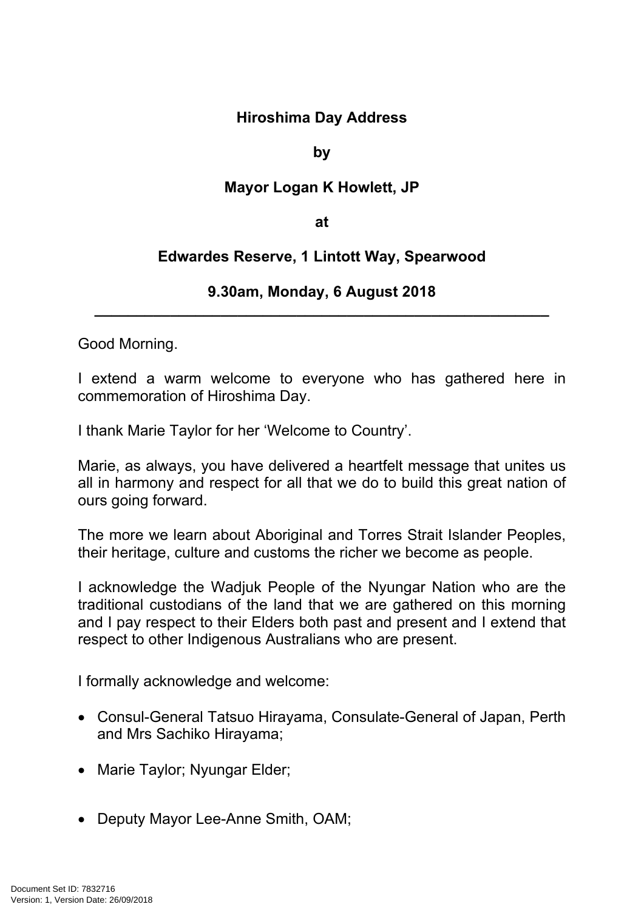**Hiroshima Day Address**

**by**

**Mayor Logan K Howlett, JP**

**at**

**Edwardes Reserve, 1 Lintott Way, Spearwood**

**9.30am, Monday, 6 August 2018**

---

Good Morning.

I extend a warm welcome to everyone who has gathered here in commemoration of Hiroshima Day.

I thank Marie Taylor for her 'Welcome to Country'.

Marie, as always, you have delivered a heartfelt message that unites us all in harmony and respect for all that we do to build this great nation of ours going forward.

The more we learn about Aboriginal and Torres Strait Islander Peoples, their heritage, culture and customs the richer we become as people.

I acknowledge the Wadjuk People of the Nyungar Nation who are the traditional custodians of the land that we are gathered on this morning and I pay respect to their Elders both past and present and I extend that respect to other Indigenous Australians who are present.

I formally acknowledge and welcome:

- Consul-General Tatsuo Hirayama, Consulate-General of Japan, Perth and Mrs Sachiko Hirayama;
- Marie Taylor; Nyungar Elder;
- Deputy Mayor Lee-Anne Smith, OAM;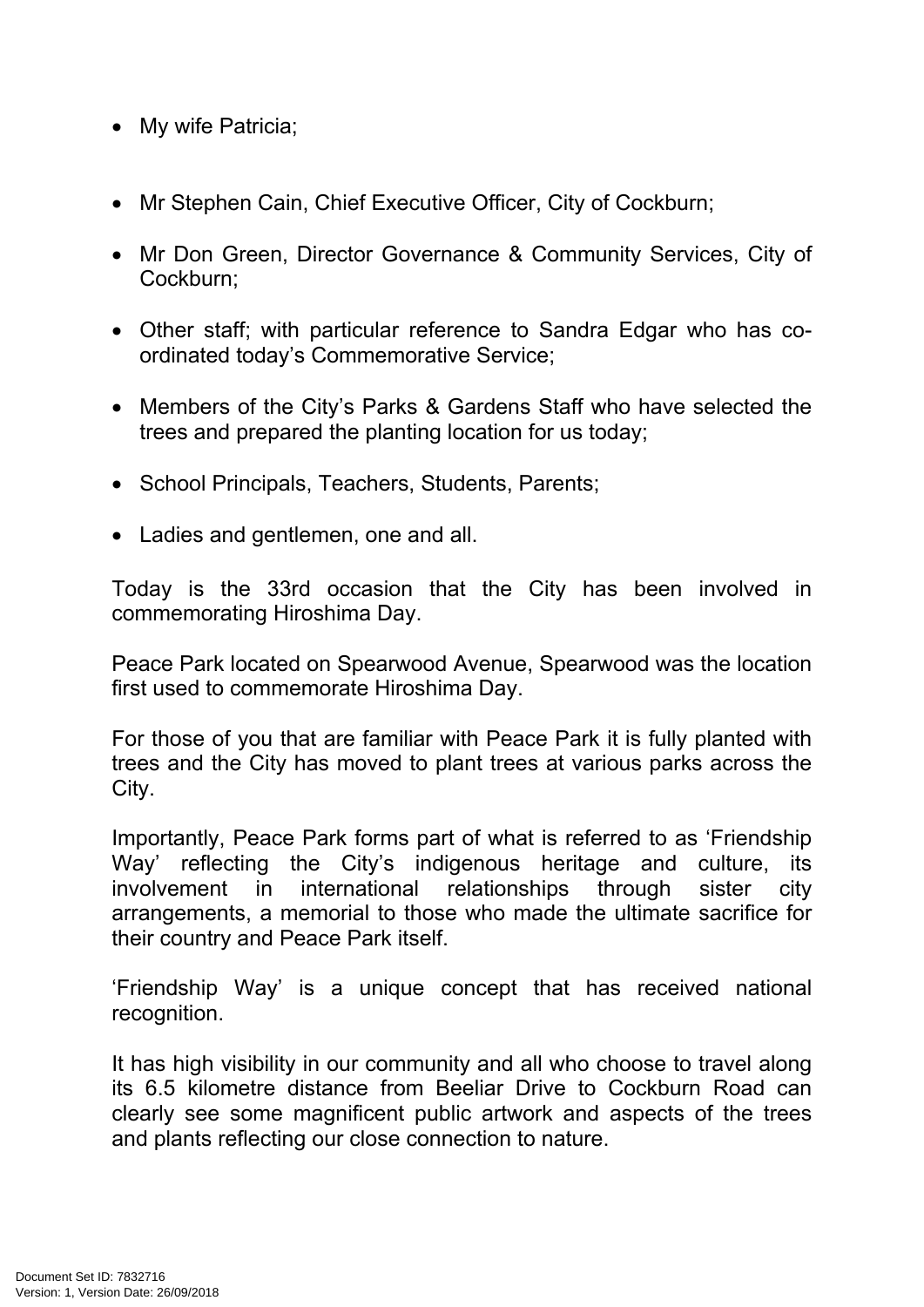- My wife Patricia;
- Mr Stephen Cain, Chief Executive Officer, City of Cockburn;
- Mr Don Green, Director Governance & Community Services, City of Cockburn;
- Other staff; with particular reference to Sandra Edgar who has co-ordinated today's Commemorative Service;
- Members of the City's Parks & Gardens Staff who have selected the trees and prepared the planting location for us today;
- School Principals, Teachers, Students, Parents;
- Ladies and gentlemen, one and all.

Today is the 33rd occasion that the City has been involved in commemorating Hiroshima Day.

Peace Park located on Spearwood Avenue, Spearwood was the location first used to commemorate Hiroshima Day.

For those of you that are familiar with Peace Park it is fully planted with trees and the City has moved to plant trees at various parks across the City.

Importantly, Peace Park forms part of what is referred to as 'Friendship Way' reflecting the City's indigenous heritage and culture, its involvement in international relationships through sister city arrangements, a memorial to those who made the ultimate sacrifice for their country and Peace Park itself.

'Friendship Way' is a unique concept that has received national recognition.

It has high visibility in our community and all who choose to travel along its 6.5 kilometre distance from Beeliar Drive to Cockburn Road can clearly see some magnificent public artwork and aspects of the trees and plants reflecting our close connection to nature.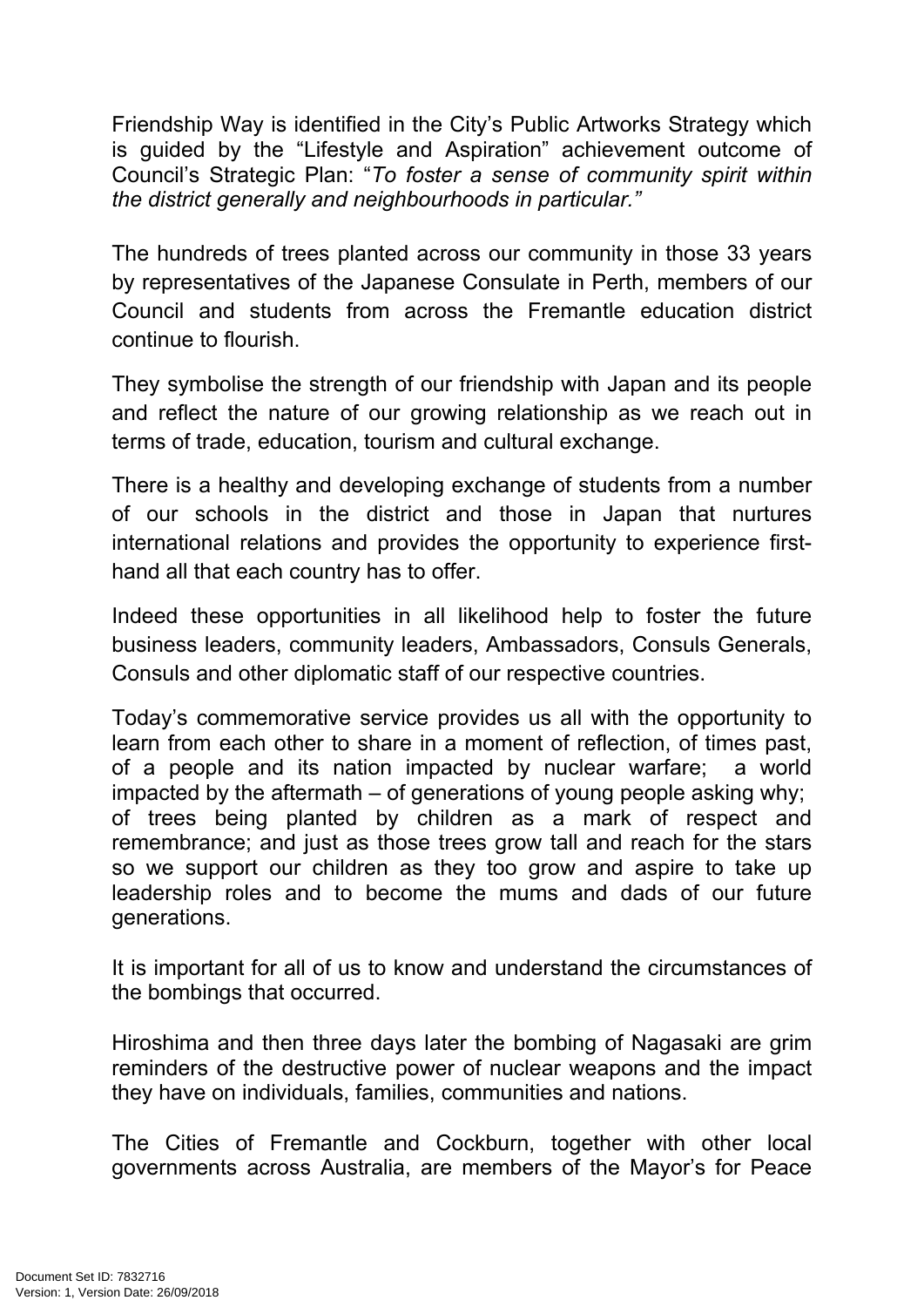Friendship Way is identified in the City's Public Artworks Strategy which is guided by the "Lifestyle and Aspiration" achievement outcome of Council's Strategic Plan: "*To foster a sense of community spirit within the district generally and neighbourhoods in particular."*

The hundreds of trees planted across our community in those 33 years by representatives of the Japanese Consulate in Perth, members of our Council and students from across the Fremantle education district continue to flourish.

They symbolise the strength of our friendship with Japan and its people and reflect the nature of our growing relationship as we reach out in terms of trade, education, tourism and cultural exchange.

There is a healthy and developing exchange of students from a number of our schools in the district and those in Japan that nurtures international relations and provides the opportunity to experience first-hand all that each country has to offer.

Indeed these opportunities in all likelihood help to foster the future business leaders, community leaders, Ambassadors, Consuls Generals, Consuls and other diplomatic staff of our respective countries.

Today's commemorative service provides us all with the opportunity to learn from each other to share in a moment of reflection, of times past, of a people and its nation impacted by nuclear warfare; a world impacted by the aftermath – of generations of young people asking why; of trees being planted by children as a mark of respect and remembrance; and just as those trees grow tall and reach for the stars so we support our children as they too grow and aspire to take up leadership roles and to become the mums and dads of our future generations.

It is important for all of us to know and understand the circumstances of the bombings that occurred.

Hiroshima and then three days later the bombing of Nagasaki are grim reminders of the destructive power of nuclear weapons and the impact they have on individuals, families, communities and nations.

The Cities of Fremantle and Cockburn, together with other local governments across Australia, are members of the Mayor's for Peace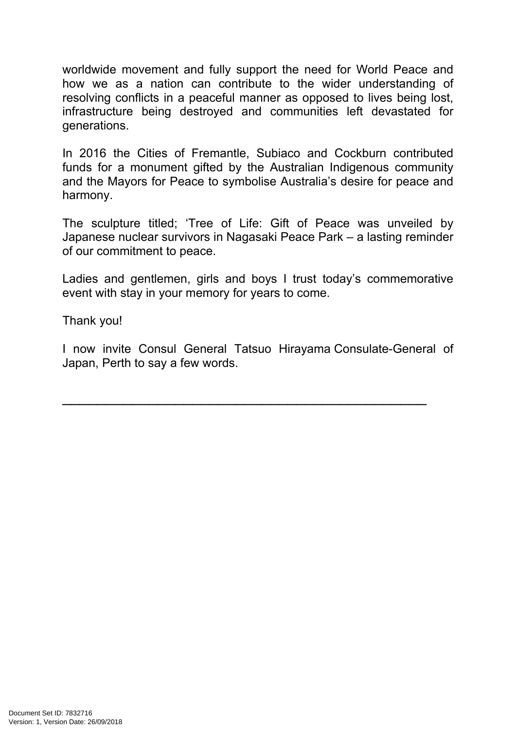worldwide movement and fully support the need for World Peace and how we as a nation can contribute to the wider understanding of resolving conflicts in a peaceful manner as opposed to lives being lost, infrastructure being destroyed and communities left devastated for generations.

In 2016 the Cities of Fremantle, Subiaco and Cockburn contributed funds for a monument gifted by the Australian Indigenous community and the Mayors for Peace to symbolise Australia's desire for peace and harmony.

The sculpture titled; 'Tree of Life: Gift of Peace was unveiled by Japanese nuclear survivors in Nagasaki Peace Park – a lasting reminder of our commitment to peace.

Ladies and gentlemen, girls and boys I trust today's commemorative event with stay in your memory for years to come.

Thank you!

I now invite Consul General Tatsuo Hirayama Consulate-General of Japan, Perth to say a few words.

---

Document Set ID: 7832716
Version: 1, Version Date: 26/09/2018